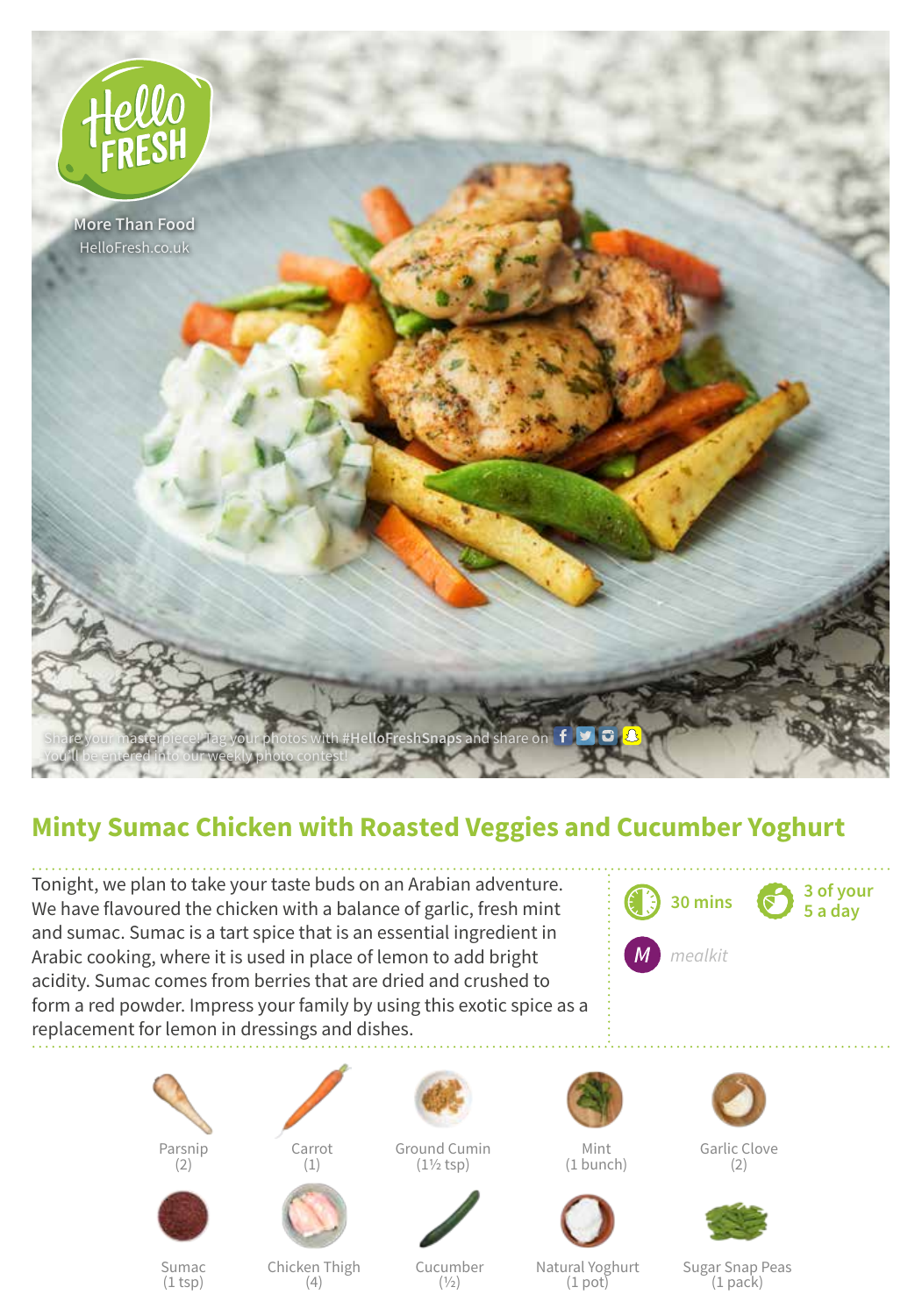More Than Food
HelloFresh.co.uk

Share your masterpiece! Tag your photos with #HelloFreshSnaps and share on
You'll be entered into our weekly photo contest!

# Minty Sumac Chicken with Roasted Veggies and Cucumber Yoghurt

Tonight, we plan to take your taste buds on an Arabian adventure. We have flavoured the chicken with a balance of garlic, fresh mint and sumac. Sumac is a tart spice that is an essential ingredient in Arabic cooking, where it is used in place of lemon to add bright acidity. Sumac comes from berries that are dried and crushed to form a red powder. Impress your family by using this exotic spice as a replacement for lemon in dressings and dishes.

30 mins

3 of your 5 a day

mealkit

- Parsnip (2)
- Carrot (1)
- Ground Cumin (1½ tsp)
- Mint (1 bunch)
- Garlic Clove (2)
- Sumac (1 tsp)
- Chicken Thigh (4)
- Cucumber (½)
- Natural Yoghurt (1 pot)
- Sugar Snap Peas (1 pack)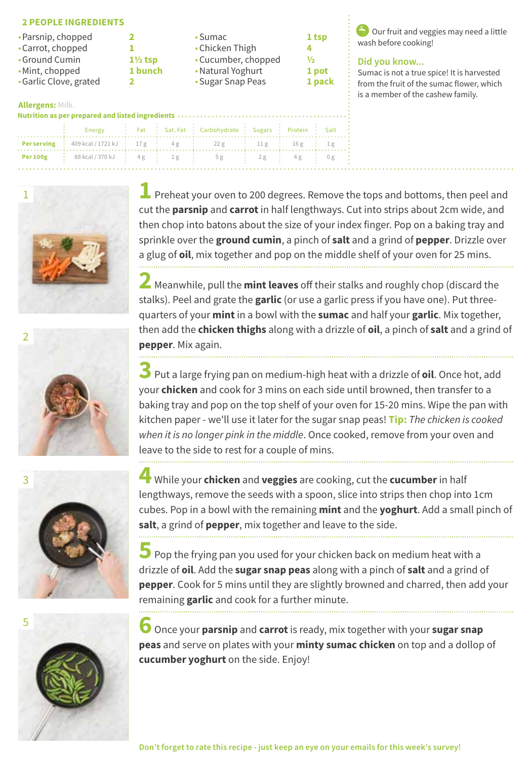## 2 PEOPLE INGREDIENTS

| | | | |
|---|---|---|---|
| • Parsnip, chopped | 2 | • Sumac | 1 tsp |
| • Carrot, chopped | 1 | • Chicken Thigh | 4 |
| • Ground Cumin | 1½ tsp | • Cucumber, chopped | ½ |
| • Mint, chopped | 1 bunch | • Natural Yoghurt | 1 pot |
| • Garlic Clove, grated | 2 | • Sugar Snap Peas | 1 pack |

**Allergens:** Milk.

**Nutrition as per prepared and listed ingredients**

| | Energy | Fat | Sat. Fat | Carbohydrate | Sugars | Protein | Salt |
|---|---|---|---|---|---|---|---|
| **Per serving** | 409 kcal / 1721 kJ | 17 g | 4 g | 22 g | 11 g | 16 g | 1 g |
| **Per 100g** | 88 kcal / 370 kJ | 4 g | 1 g | 5 g | 2 g | 4 g | 0 g |

Our fruit and veggies may need a little wash before cooking!

**Did you know...**
Sumac is not a true spice! It is harvested from the fruit of the sumac flower, which is a member of the cashew family.

**1** Preheat your oven to 200 degrees. Remove the tops and bottoms, then peel and cut the **parsnip** and **carrot** in half lengthways. Cut into strips about 2cm wide, and then chop into batons about the size of your index finger. Pop on a baking tray and sprinkle over the **ground cumin**, a pinch of **salt** and a grind of **pepper**. Drizzle over a glug of **oil**, mix together and pop on the middle shelf of your oven for 25 mins.

**2** Meanwhile, pull the **mint leaves** off their stalks and roughly chop (discard the stalks). Peel and grate the **garlic** (or use a garlic press if you have one). Put three-quarters of your **mint** in a bowl with the **sumac** and half your **garlic**. Mix together, then add the **chicken thighs** along with a drizzle of **oil**, a pinch of **salt** and a grind of **pepper**. Mix again.

**3** Put a large frying pan on medium-high heat with a drizzle of **oil**. Once hot, add your **chicken** and cook for 3 mins on each side until browned, then transfer to a baking tray and pop on the top shelf of your oven for 15-20 mins. Wipe the pan with kitchen paper - we'll use it later for the sugar snap peas! **Tip:** *The chicken is cooked when it is no longer pink in the middle*. Once cooked, remove from your oven and leave to the side to rest for a couple of mins.

**4** While your **chicken** and **veggies** are cooking, cut the **cucumber** in half lengthways, remove the seeds with a spoon, slice into strips then chop into 1cm cubes. Pop in a bowl with the remaining **mint** and the **yoghurt**. Add a small pinch of **salt**, a grind of **pepper**, mix together and leave to the side.

**5** Pop the frying pan you used for your chicken back on medium heat with a drizzle of **oil**. Add the **sugar snap peas** along with a pinch of **salt** and a grind of **pepper**. Cook for 5 mins until they are slightly browned and charred, then add your remaining **garlic** and cook for a further minute.

**6** Once your **parsnip** and **carrot** is ready, mix together with your **sugar snap peas** and serve on plates with your **minty sumac chicken** on top and a dollop of **cucumber yoghurt** on the side. Enjoy!

Don't forget to rate this recipe - just keep an eye on your emails for this week's survey!